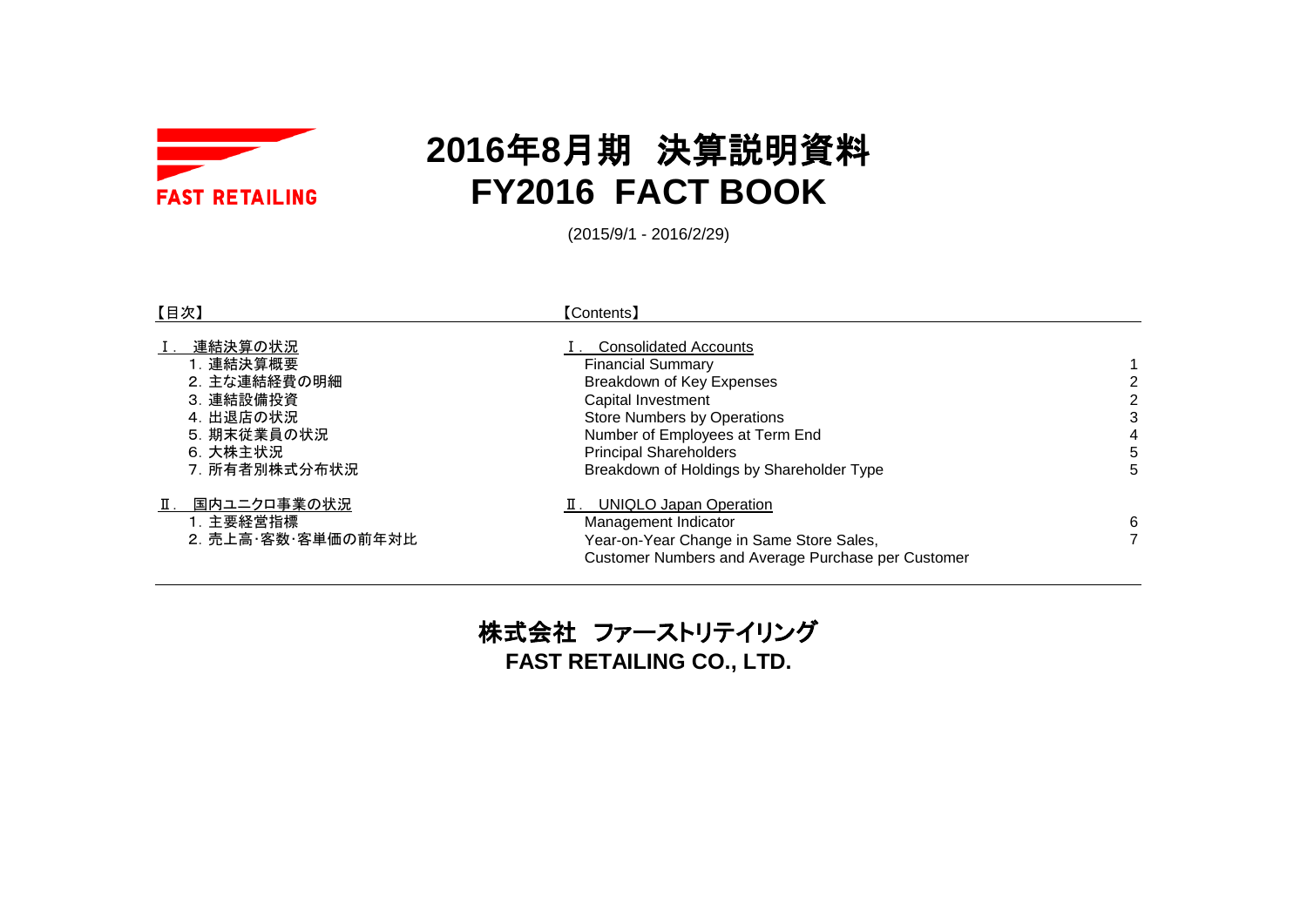FAST RETAILING

# 2016年8月期 決算説明資料
# FY2016 FACT BOOK

(2015/9/1 - 2016/2/29)

| 【目次】 | 【Contents】 | |
|---|---|---|
| Ⅰ. 連結決算の状況 | Ⅰ. Consolidated Accounts | |
| 1. 連結決算概要 | Financial Summary | 1 |
| 2. 主な連結経費の明細 | Breakdown of Key Expenses | 2 |
| 3. 連結設備投資 | Capital Investment | 2 |
| 4. 出退店の状況 | Store Numbers by Operations | 3 |
| 5. 期末従業員の状況 | Number of Employees at Term End | 4 |
| 6. 大株主状況 | Principal Shareholders | 5 |
| 7. 所有者別株式分布状況 | Breakdown of Holdings by Shareholder Type | 5 |
| Ⅱ. 国内ユニクロ事業の状況 | Ⅱ. UNIQLO Japan Operation | |
| 1. 主要経営指標 | Management Indicator | 6 |
| 2. 売上高･客数･客単価の前年対比 | Year-on-Year Change in Same Store Sales, Customer Numbers and Average Purchase per Customer | 7 |

## 株式会社 ファーストリテイリング
## FAST RETAILING CO., LTD.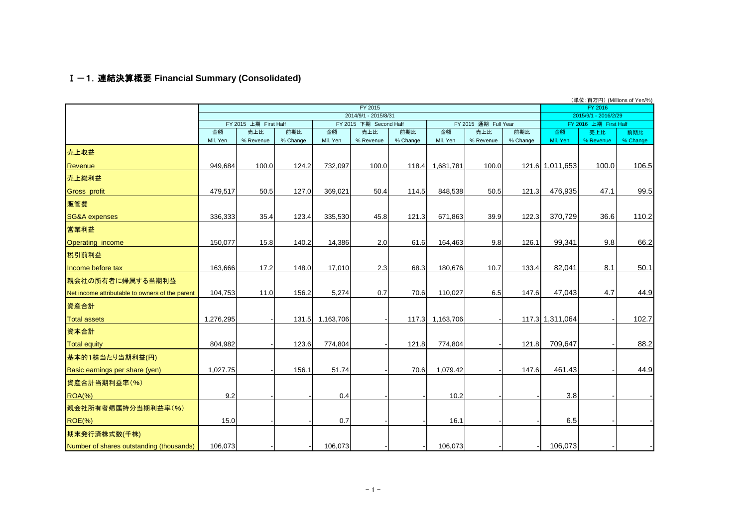## Ⅰ－1. 連結決算概要 Financial Summary (Consolidated)

（単位：百万円）(Millions of Yen/%)

| | FY 2015 2014/9/1 - 2015/8/31 | | | | | | | | | FY 2016 2015/9/1 - 2016/2/29 | | |
|---|---|---|---|---|---|---|---|---|---|---|---|---|
| | FY 2015 上期 First Half | | | FY 2015 下期 Second Half | | | FY 2015 通期 Full Year | | | FY 2016 上期 First Half | | |
| | 金額 Mil. Yen | 売上比 % Revenue | 前期比 % Change | 金額 Mil. Yen | 売上比 % Revenue | 前期比 % Change | 金額 Mil. Yen | 売上比 % Revenue | 前期比 % Change | 金額 Mil. Yen | 売上比 % Revenue | 前期比 % Change |
| 売上収益 Revenue | 949,684 | 100.0 | 124.2 | 732,097 | 100.0 | 118.4 | 1,681,781 | 100.0 | 121.6 | 1,011,653 | 100.0 | 106.5 |
| 売上総利益 Gross profit | 479,517 | 50.5 | 127.0 | 369,021 | 50.4 | 114.5 | 848,538 | 50.5 | 121.3 | 476,935 | 47.1 | 99.5 |
| 販管費 SG&A expenses | 336,333 | 35.4 | 123.4 | 335,530 | 45.8 | 121.3 | 671,863 | 39.9 | 122.3 | 370,729 | 36.6 | 110.2 |
| 営業利益 Operating income | 150,077 | 15.8 | 140.2 | 14,386 | 2.0 | 61.6 | 164,463 | 9.8 | 126.1 | 99,341 | 9.8 | 66.2 |
| 税引前利益 Income before tax | 163,666 | 17.2 | 148.0 | 17,010 | 2.3 | 68.3 | 180,676 | 10.7 | 133.4 | 82,041 | 8.1 | 50.1 |
| 親会社の所有者に帰属する当期利益 Net income attributable to owners of the parent | 104,753 | 11.0 | 156.2 | 5,274 | 0.7 | 70.6 | 110,027 | 6.5 | 147.6 | 47,043 | 4.7 | 44.9 |
| 資産合計 Total assets | 1,276,295 | - | 131.5 | 1,163,706 | - | 117.3 | 1,163,706 | - | 117.3 | 1,311,064 | - | 102.7 |
| 資本合計 Total equity | 804,982 | - | 123.6 | 774,804 | - | 121.8 | 774,804 | - | 121.8 | 709,647 | - | 88.2 |
| 基本的1株当たり当期利益(円) Basic earnings per share (yen) | 1,027.75 | - | 156.1 | 51.74 | - | 70.6 | 1,079.42 | - | 147.6 | 461.43 | - | 44.9 |
| 資産合計当期利益率（%） ROA(%) | 9.2 | - | - | 0.4 | - | - | 10.2 | - | - | 3.8 | - | - |
| 親会社所有者帰属持分当期利益率（%） ROE(%) | 15.0 | - | - | 0.7 | - | - | 16.1 | - | - | 6.5 | - | - |
| 期末発行済株式数(千株) Number of shares outstanding (thousands) | 106,073 | - | - | 106,073 | - | - | 106,073 | - | - | 106,073 | - | - |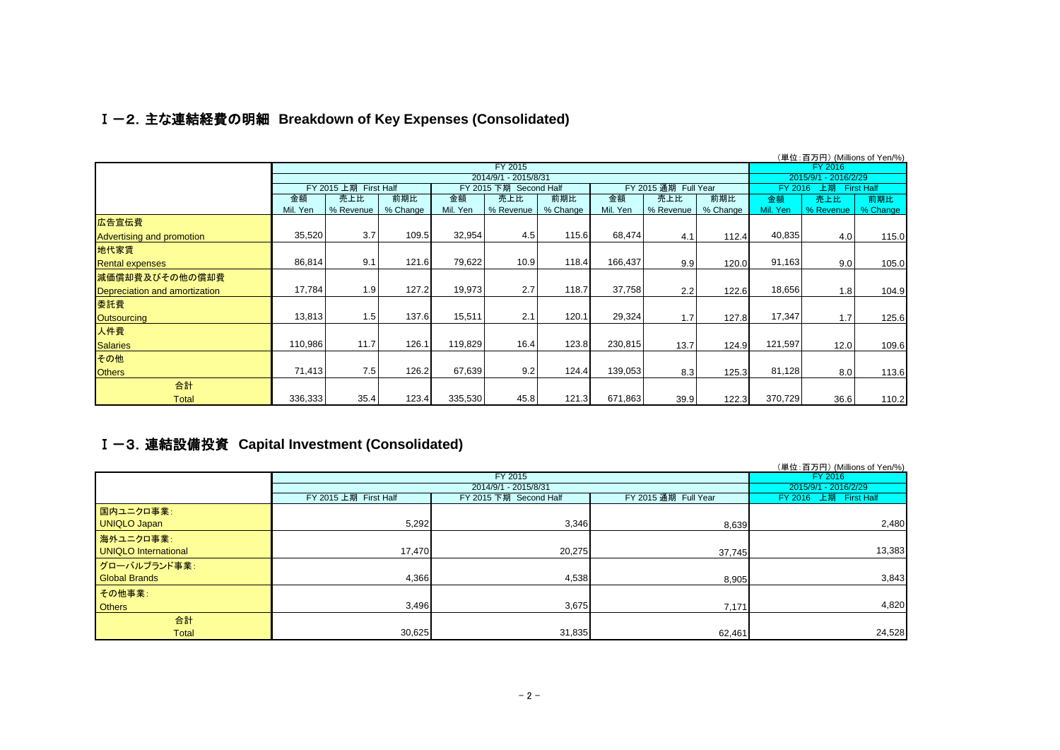## Ⅰ－2. 主な連結経費の明細 Breakdown of Key Expenses (Consolidated)

（単位:百万円）(Millions of Yen/%)

| | FY 2015 | | | | | | | | | FY 2016 | | |
|---|---|---|---|---|---|---|---|---|---|---|---|---|
| | 2014/9/1 - 2015/8/31 | | | | | | | | | 2015/9/1 - 2016/2/29 | | |
| | FY 2015 上期 First Half | | | FY 2015 下期 Second Half | | | FY 2015 通期 Full Year | | | FY 2016 上期 First Half | | |
| | 金額 Mil. Yen | 売上比 % Revenue | 前期比 % Change | 金額 Mil. Yen | 売上比 % Revenue | 前期比 % Change | 金額 Mil. Yen | 売上比 % Revenue | 前期比 % Change | 金額 Mil. Yen | 売上比 % Revenue | 前期比 % Change |
| 広告宣伝費 Advertising and promotion | 35,520 | 3.7 | 109.5 | 32,954 | 4.5 | 115.6 | 68,474 | 4.1 | 112.4 | 40,835 | 4.0 | 115.0 |
| 地代家賃 Rental expenses | 86,814 | 9.1 | 121.6 | 79,622 | 10.9 | 118.4 | 166,437 | 9.9 | 120.0 | 91,163 | 9.0 | 105.0 |
| 減価償却費及びその他の償却費 Depreciation and amortization | 17,784 | 1.9 | 127.2 | 19,973 | 2.7 | 118.7 | 37,758 | 2.2 | 122.6 | 18,656 | 1.8 | 104.9 |
| 委託費 Outsourcing | 13,813 | 1.5 | 137.6 | 15,511 | 2.1 | 120.1 | 29,324 | 1.7 | 127.8 | 17,347 | 1.7 | 125.6 |
| 人件費 Salaries | 110,986 | 11.7 | 126.1 | 119,829 | 16.4 | 123.8 | 230,815 | 13.7 | 124.9 | 121,597 | 12.0 | 109.6 |
| その他 Others | 71,413 | 7.5 | 126.2 | 67,639 | 9.2 | 124.4 | 139,053 | 8.3 | 125.3 | 81,128 | 8.0 | 113.6 |
| 合計 Total | 336,333 | 35.4 | 123.4 | 335,530 | 45.8 | 121.3 | 671,863 | 39.9 | 122.3 | 370,729 | 36.6 | 110.2 |

## Ⅰ－3. 連結設備投資 Capital Investment (Consolidated)

（単位:百万円）(Millions of Yen/%)

| | FY 2015 | | | FY 2016 |
|---|---|---|---|---|
| | 2014/9/1 - 2015/8/31 | | | 2015/9/1 - 2016/2/29 |
| | FY 2015 上期 First Half | FY 2015 下期 Second Half | FY 2015 通期 Full Year | FY 2016 上期 First Half |
| 国内ユニクロ事業: UNIQLO Japan | 5,292 | 3,346 | 8,639 | 2,480 |
| 海外ユニクロ事業: UNIQLO International | 17,470 | 20,275 | 37,745 | 13,383 |
| グローバルブランド事業: Global Brands | 4,366 | 4,538 | 8,905 | 3,843 |
| その他事業: Others | 3,496 | 3,675 | 7,171 | 4,820 |
| 合計 Total | 30,625 | 31,835 | 62,461 | 24,528 |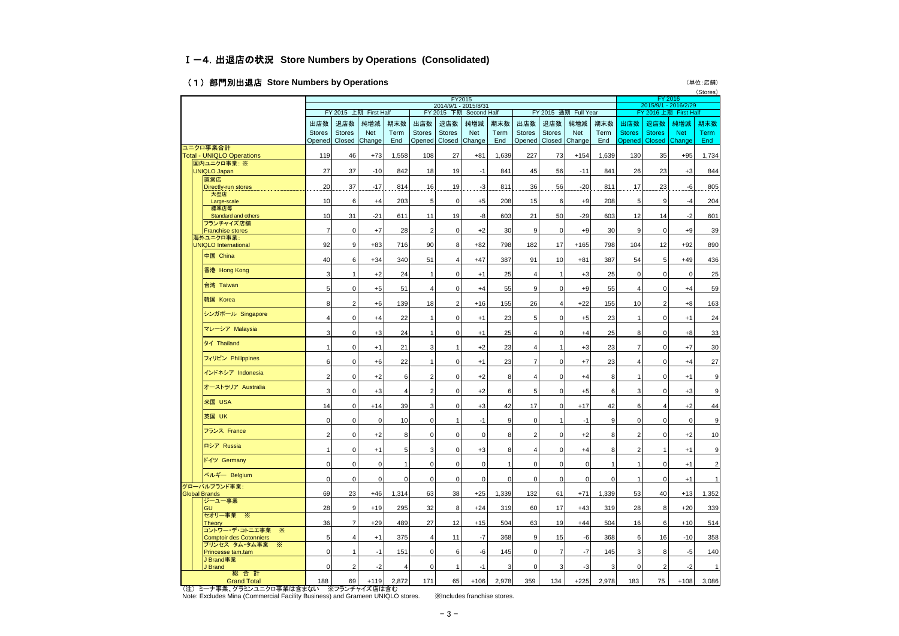## Ⅰ－4. 出退店の状況 Store Numbers by Operations (Consolidated)

### （1）部門別出退店 Store Numbers by Operations

（単位：店舗）(Stores)

| | FY2015 2014/9/1 - 2015/8/31 | | | | | | | | | | | | FY 2016 2015/9/1 - 2016/2/29 | | | |
|---|---|---|---|---|---|---|---|---|---|---|---|---|---|---|---|---|
| | FY 2015 上期 First Half | | | | FY 2015 下期 Second Half | | | | FY 2015 通期 Full Year | | | | FY 2016 上期 First Half | | | |
| | 出店数 Stores Opened | 退店数 Stores Closed | 純増減 Net Change | 期末数 Term End | 出店数 Stores Opened | 退店数 Stores Closed | 純増減 Net Change | 期末数 Term End | 出店数 Stores Opened | 退店数 Stores Closed | 純増減 Net Change | 期末数 Term End | 出店数 Stores Opened | 退店数 Stores Closed | 純増減 Net Change | 期末数 Term End |
| ユニクロ事業合計 Total - UNIQLO Operations | 119 | 46 | +73 | 1,558 | 108 | 27 | +81 | 1,639 | 227 | 73 | +154 | 1,639 | 130 | 35 | +95 | 1,734 |
| 国内ユニクロ事業：※ UNIQLO Japan | 27 | 37 | -10 | 842 | 18 | 19 | -1 | 841 | 45 | 56 | -11 | 841 | 26 | 23 | +3 | 844 |
| 直営店 Directly-run stores | 20 | 37 | -17 | 814 | 16 | 19 | -3 | 811 | 36 | 56 | -20 | 811 | 17 | 23 | -6 | 805 |
| 大型店 Large-scale | 10 | 6 | +4 | 203 | 5 | 0 | +5 | 208 | 15 | 6 | +9 | 208 | 5 | 9 | -4 | 204 |
| 標準店等 Standard and others | 10 | 31 | -21 | 611 | 11 | 19 | -8 | 603 | 21 | 50 | -29 | 603 | 12 | 14 | -2 | 601 |
| フランチャイズ店舗 Franchise stores | 7 | 0 | +7 | 28 | 2 | 0 | +2 | 30 | 9 | 0 | +9 | 30 | 9 | 0 | +9 | 39 |
| 海外ユニクロ事業： UNIQLO International | 92 | 9 | +83 | 716 | 90 | 8 | +82 | 798 | 182 | 17 | +165 | 798 | 104 | 12 | +92 | 890 |
| 中国 China | 40 | 6 | +34 | 340 | 51 | 4 | +47 | 387 | 91 | 10 | +81 | 387 | 54 | 5 | +49 | 436 |
| 香港 Hong Kong | 3 | 1 | +2 | 24 | 1 | 0 | +1 | 25 | 4 | 1 | +3 | 25 | 0 | 0 | 0 | 25 |
| 台湾 Taiwan | 5 | 0 | +5 | 51 | 4 | 0 | +4 | 55 | 9 | 0 | +9 | 55 | 4 | 0 | +4 | 59 |
| 韓国 Korea | 8 | 2 | +6 | 139 | 18 | 2 | +16 | 155 | 26 | 4 | +22 | 155 | 10 | 2 | +8 | 163 |
| シンガポール Singapore | 4 | 0 | +4 | 22 | 1 | 0 | +1 | 23 | 5 | 0 | +5 | 23 | 1 | 0 | +1 | 24 |
| マレーシア Malaysia | 3 | 0 | +3 | 24 | 1 | 0 | +1 | 25 | 4 | 0 | +4 | 25 | 8 | 0 | +8 | 33 |
| タイ Thailand | 1 | 0 | +1 | 21 | 3 | 1 | +2 | 23 | 4 | 1 | +3 | 23 | 7 | 0 | +7 | 30 |
| フィリピン Philippines | 6 | 0 | +6 | 22 | 1 | 0 | +1 | 23 | 7 | 0 | +7 | 23 | 4 | 0 | +4 | 27 |
| インドネシア Indonesia | 2 | 0 | +2 | 6 | 2 | 0 | +2 | 8 | 4 | 0 | +4 | 8 | 1 | 0 | +1 | 9 |
| オーストラリア Australia | 3 | 0 | +3 | 4 | 2 | 0 | +2 | 6 | 5 | 0 | +5 | 6 | 3 | 0 | +3 | 9 |
| 米国 USA | 14 | 0 | +14 | 39 | 3 | 0 | +3 | 42 | 17 | 0 | +17 | 42 | 6 | 4 | +2 | 44 |
| 英国 UK | 0 | 0 | 0 | 10 | 0 | 1 | -1 | 9 | 0 | 1 | -1 | 9 | 0 | 0 | 0 | 9 |
| フランス France | 2 | 0 | +2 | 8 | 0 | 0 | 0 | 8 | 2 | 0 | +2 | 8 | 2 | 0 | +2 | 10 |
| ロシア Russia | 1 | 0 | +1 | 5 | 3 | 0 | +3 | 8 | 4 | 0 | +4 | 8 | 2 | 1 | +1 | 9 |
| ドイツ Germany | 0 | 0 | 0 | 1 | 0 | 0 | 0 | 1 | 0 | 0 | 0 | 1 | 1 | 0 | +1 | 2 |
| ベルギー Belgium | 0 | 0 | 0 | 0 | 0 | 0 | 0 | 0 | 0 | 0 | 0 | 0 | 1 | 0 | +1 | 1 |
| グローバルブランド事業： Global Brands | 69 | 23 | +46 | 1,314 | 63 | 38 | +25 | 1,339 | 132 | 61 | +71 | 1,339 | 53 | 40 | +13 | 1,352 |
| ジーユー事業 GU | 28 | 9 | +19 | 295 | 32 | 8 | +24 | 319 | 60 | 17 | +43 | 319 | 28 | 8 | +20 | 339 |
| セオリー事業 ※ Theory | 36 | 7 | +29 | 489 | 27 | 12 | +15 | 504 | 63 | 19 | +44 | 504 | 16 | 6 | +10 | 514 |
| コントワー・デ・コトニエ事業 ※ Comptoir des Cotonniers | 5 | 4 | +1 | 375 | 4 | 11 | -7 | 368 | 9 | 15 | -6 | 368 | 6 | 16 | -10 | 358 |
| プリンセス タム・タム事業 ※ Princesse tam.tam | 0 | 1 | -1 | 151 | 0 | 6 | -6 | 145 | 0 | 7 | -7 | 145 | 3 | 8 | -5 | 140 |
| J Brand事業 J Brand | 0 | 2 | -2 | 4 | 0 | 1 | -1 | 3 | 0 | 3 | -3 | 3 | 0 | 2 | -2 | 1 |
| 総 合 計 Grand Total | 188 | 69 | +119 | 2,872 | 171 | 65 | +106 | 2,978 | 359 | 134 | +225 | 2,978 | 183 | 75 | +108 | 3,086 |

（注）ミーナ事業、グラミンユニクロ事業は含まない　※フランチャイズ店は含む

Note: Excludes Mina (Commercial Facility Business) and Grameen UNIQLO stores.　※Includes franchise stores.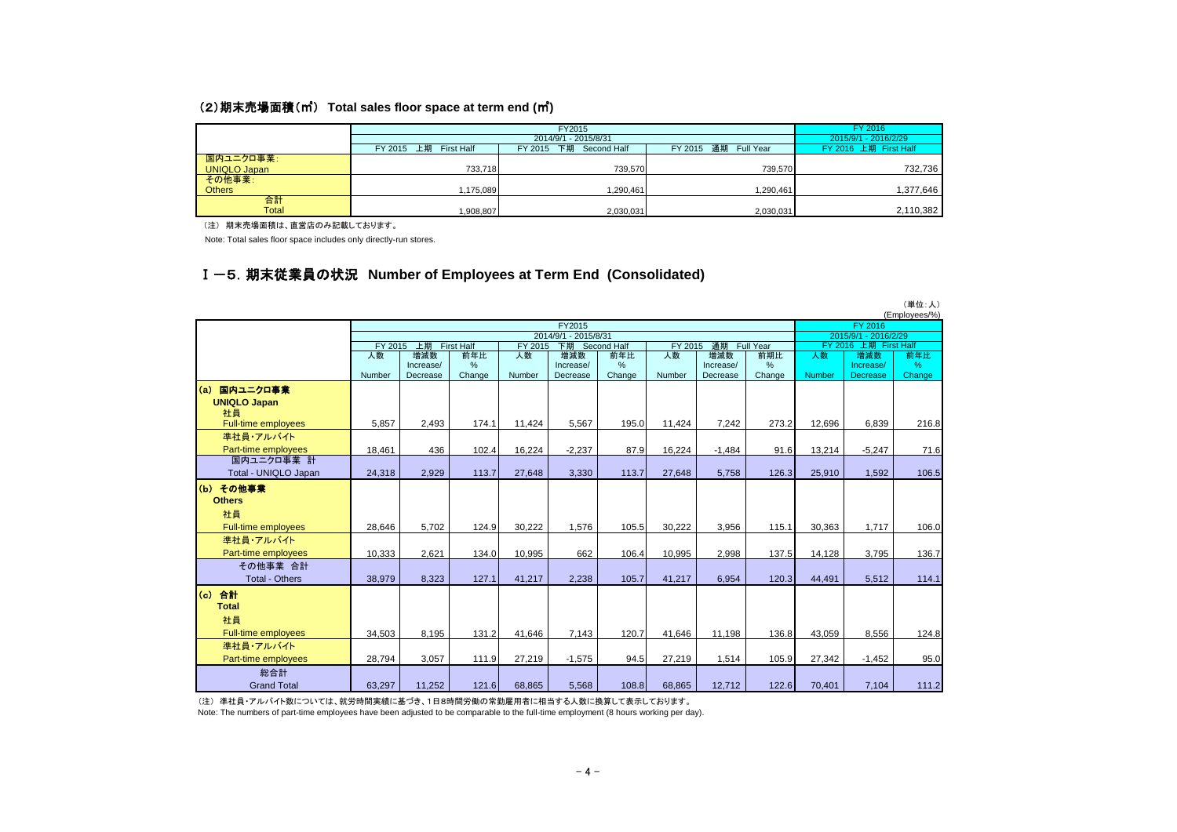### (2)期末売場面積(㎡) Total sales floor space at term end (㎡)

| | FY2015 2014/9/1 - 2015/8/31 | | | FY 2016 2015/9/1 - 2016/2/29 |
|---|---|---|---|---|
| | FY 2015 上期 First Half | FY 2015 下期 Second Half | FY 2015 通期 Full Year | FY 2016 上期 First Half |
| 国内ユニクロ事業: UNIQLO Japan | 733,718 | 739,570 | 739,570 | 732,736 |
| その他事業: Others | 1,175,089 | 1,290,461 | 1,290,461 | 1,377,646 |
| 合計 Total | 1,908,807 | 2,030,031 | 2,030,031 | 2,110,382 |

(注) 期末売場面積は、直営店のみ記載しております。

Note: Total sales floor space includes only directly-run stores.

## Ⅰ－5. 期末従業員の状況 Number of Employees at Term End (Consolidated)

(単位:人) (Employees/%)

| | FY2015 2014/9/1 - 2015/8/31 | | | | | | | | | FY 2016 2015/9/1 - 2016/2/29 | | |
|---|---|---|---|---|---|---|---|---|---|---|---|---|
| | FY 2015 上期 First Half | | | FY 2015 下期 Second Half | | | FY 2015 通期 Full Year | | | FY 2016 上期 First Half | | |
| | 人数 Number | 増減数 Increase/ Decrease | 前年比 % Change | 人数 Number | 増減数 Increase/ Decrease | 前年比 % Change | 人数 Number | 増減数 Increase/ Decrease | 前期比 % Change | 人数 Number | 増減数 Increase/ Decrease | 前年比 % Change |
| **(a) 国内ユニクロ事業 UNIQLO Japan** | | | | | | | | | | | | |
| 社員 Full-time employees | 5,857 | 2,493 | 174.1 | 11,424 | 5,567 | 195.0 | 11,424 | 7,242 | 273.2 | 12,696 | 6,839 | 216.8 |
| 準社員・アルバイト Part-time employees | 18,461 | 436 | 102.4 | 16,224 | -2,237 | 87.9 | 16,224 | -1,484 | 91.6 | 13,214 | -5,247 | 71.6 |
| 国内ユニクロ事業 計 Total - UNIQLO Japan | 24,318 | 2,929 | 113.7 | 27,648 | 3,330 | 113.7 | 27,648 | 5,758 | 126.3 | 25,910 | 1,592 | 106.5 |
| **(b) その他事業 Others** | | | | | | | | | | | | |
| 社員 Full-time employees | 28,646 | 5,702 | 124.9 | 30,222 | 1,576 | 105.5 | 30,222 | 3,956 | 115.1 | 30,363 | 1,717 | 106.0 |
| 準社員・アルバイト Part-time employees | 10,333 | 2,621 | 134.0 | 10,995 | 662 | 106.4 | 10,995 | 2,998 | 137.5 | 14,128 | 3,795 | 136.7 |
| その他事業 合計 Total - Others | 38,979 | 8,323 | 127.1 | 41,217 | 2,238 | 105.7 | 41,217 | 6,954 | 120.3 | 44,491 | 5,512 | 114.1 |
| **(c) 合計 Total** | | | | | | | | | | | | |
| 社員 Full-time employees | 34,503 | 8,195 | 131.2 | 41,646 | 7,143 | 120.7 | 41,646 | 11,198 | 136.8 | 43,059 | 8,556 | 124.8 |
| 準社員・アルバイト Part-time employees | 28,794 | 3,057 | 111.9 | 27,219 | -1,575 | 94.5 | 27,219 | 1,514 | 105.9 | 27,342 | -1,452 | 95.0 |
| 総合計 Grand Total | 63,297 | 11,252 | 121.6 | 68,865 | 5,568 | 108.8 | 68,865 | 12,712 | 122.6 | 70,401 | 7,104 | 111.2 |

(注) 準社員・アルバイト数については、就労時間実績に基づき、1日8時間労働の常勤雇用者に相当する人数に換算して表示しております。

Note: The numbers of part-time employees have been adjusted to be comparable to the full-time employment (8 hours working per day).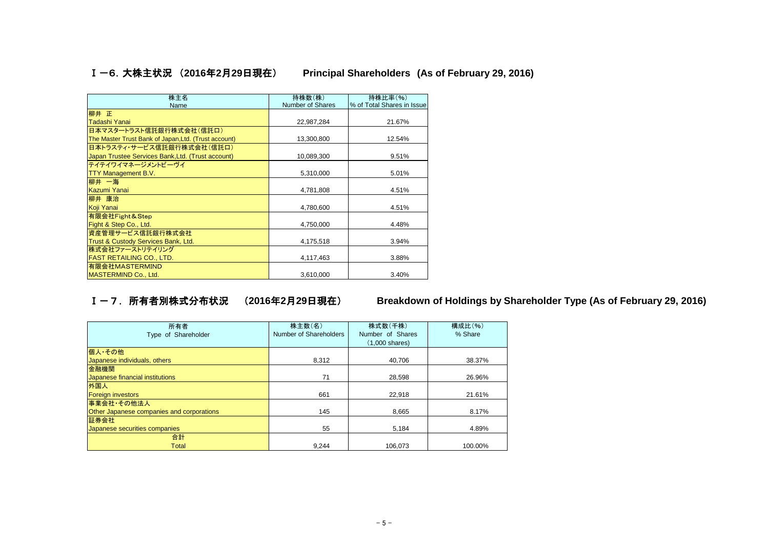## Ｉ－6. 大株主状況 （2016年2月29日現在） Principal Shareholders (As of February 29, 2016)

| 株主名<br>Name | 持株数(株)<br>Number of Shares | 持株比率(%)<br>% of Total Shares in Issue |
|---|---|---|
| 柳井 正<br>Tadashi Yanai | 22,987,284 | 21.67% |
| 日本マスタートラスト信託銀行株式会社(信託口)<br>The Master Trust Bank of Japan,Ltd. (Trust account) | 13,300,800 | 12.54% |
| 日本トラスティ・サービス信託銀行株式会社(信託口)<br>Japan Trustee Services Bank,Ltd. (Trust account) | 10,089,300 | 9.51% |
| テイテイワイマネージメントビーヴイ<br>TTY Management B.V. | 5,310,000 | 5.01% |
| 柳井 一海<br>Kazumi Yanai | 4,781,808 | 4.51% |
| 柳井 康治<br>Koji Yanai | 4,780,600 | 4.51% |
| 有限会社Fight＆Step<br>Fight & Step Co., Ltd. | 4,750,000 | 4.48% |
| 資産管理サービス信託銀行株式会社<br>Trust & Custody Services Bank, Ltd. | 4,175,518 | 3.94% |
| 株式会社ファーストリテイリング<br>FAST RETAILING CO., LTD. | 4,117,463 | 3.88% |
| 有限会社MASTERMIND<br>MASTERMIND Co., Ltd. | 3,610,000 | 3.40% |

## Ｉ－7. 所有者別株式分布状況 （2016年2月29日現在） Breakdown of Holdings by Shareholder Type (As of February 29, 2016)

| 所有者<br>Type of Shareholder | 株主数(名)<br>Number of Shareholders | 株式数(千株)<br>Number of Shares<br>(1,000 shares) | 構成比(%)<br>% Share |
|---|---|---|---|
| 個人・その他<br>Japanese individuals, others | 8,312 | 40,706 | 38.37% |
| 金融機関<br>Japanese financial institutions | 71 | 28,598 | 26.96% |
| 外国人<br>Foreign investors | 661 | 22,918 | 21.61% |
| 事業会社・その他法人<br>Other Japanese companies and corporations | 145 | 8,665 | 8.17% |
| 証券会社<br>Japanese securities companies | 55 | 5,184 | 4.89% |
| 合計<br>Total | 9,244 | 106,073 | 100.00% |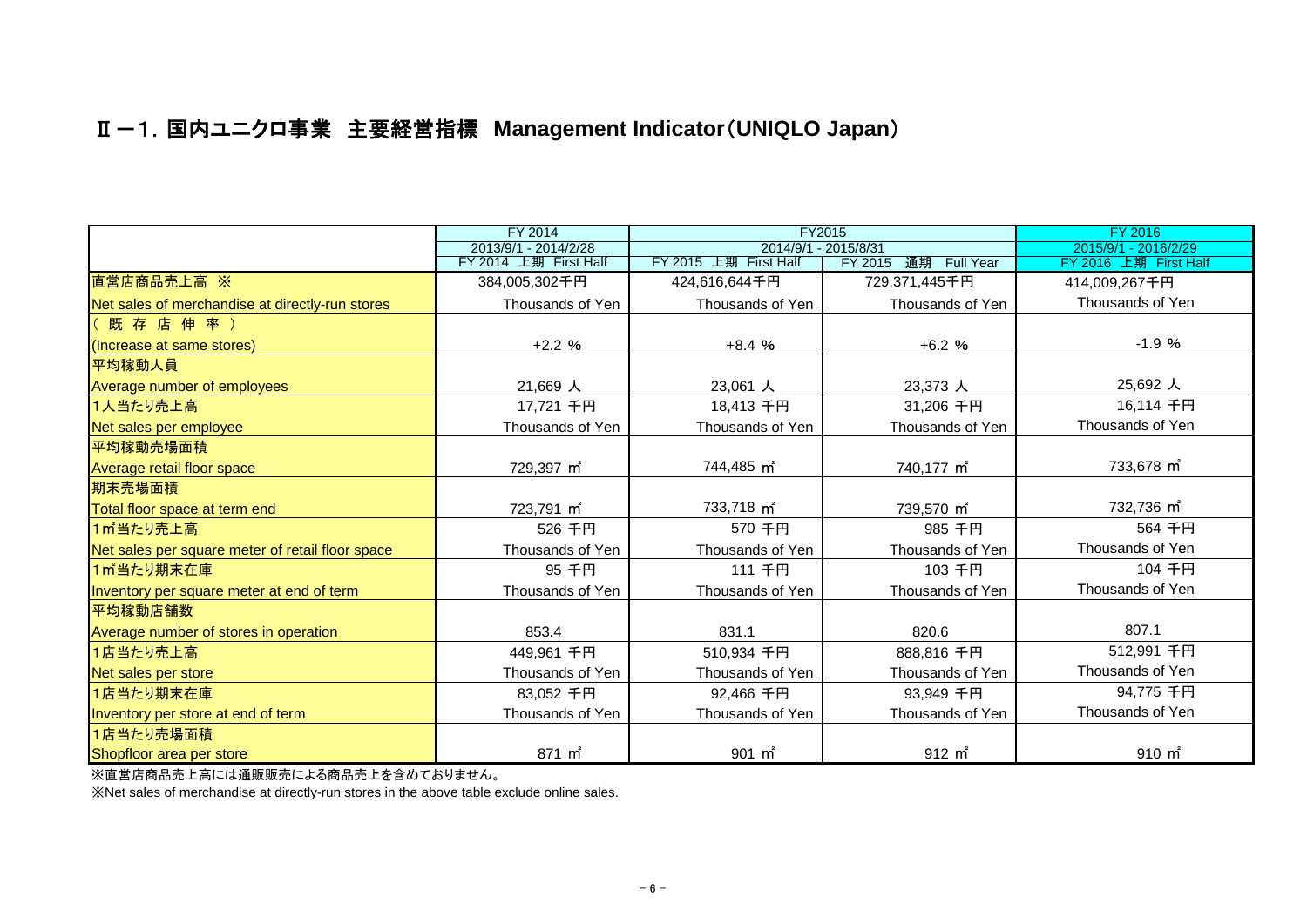# Ⅱ－1．国内ユニクロ事業　主要経営指標　Management Indicator（UNIQLO Japan）

| | FY 2014 | FY2015 | | FY 2016 |
|---|---|---|---|---|
| | 2013/9/1 - 2014/2/28 | 2014/9/1 - 2015/8/31 | | 2015/9/1 - 2016/2/29 |
| | FY 2014 上期 First Half | FY 2015 上期 First Half | FY 2015 通期 Full Year | FY 2016 上期 First Half |
| 直営店商品売上高 ※<br>Net sales of merchandise at directly-run stores | 384,005,302千円<br>Thousands of Yen | 424,616,644千円<br>Thousands of Yen | 729,371,445千円<br>Thousands of Yen | 414,009,267千円<br>Thousands of Yen |
| （既存店伸率）<br>(Increase at same stores) | +2.2 % | +8.4 % | +6.2 % | -1.9 % |
| 平均稼動人員<br>Average number of employees | 21,669 人 | 23,061 人 | 23,373 人 | 25,692 人 |
| 1人当たり売上高<br>Net sales per employee | 17,721 千円<br>Thousands of Yen | 18,413 千円<br>Thousands of Yen | 31,206 千円<br>Thousands of Yen | 16,114 千円<br>Thousands of Yen |
| 平均稼動売場面積<br>Average retail floor space | 729,397 ㎡ | 744,485 ㎡ | 740,177 ㎡ | 733,678 ㎡ |
| 期末売場面積<br>Total floor space at term end | 723,791 ㎡ | 733,718 ㎡ | 739,570 ㎡ | 732,736 ㎡ |
| 1㎡当たり売上高<br>Net sales per square meter of retail floor space | 526 千円<br>Thousands of Yen | 570 千円<br>Thousands of Yen | 985 千円<br>Thousands of Yen | 564 千円<br>Thousands of Yen |
| 1㎡当たり期末在庫<br>Inventory per square meter at end of term | 95 千円<br>Thousands of Yen | 111 千円<br>Thousands of Yen | 103 千円<br>Thousands of Yen | 104 千円<br>Thousands of Yen |
| 平均稼動店舗数<br>Average number of stores in operation | 853.4 | 831.1 | 820.6 | 807.1 |
| 1店当たり売上高<br>Net sales per store | 449,961 千円<br>Thousands of Yen | 510,934 千円<br>Thousands of Yen | 888,816 千円<br>Thousands of Yen | 512,991 千円<br>Thousands of Yen |
| 1店当たり期末在庫<br>Inventory per store at end of term | 83,052 千円<br>Thousands of Yen | 92,466 千円<br>Thousands of Yen | 93,949 千円<br>Thousands of Yen | 94,775 千円<br>Thousands of Yen |
| 1店当たり売場面積<br>Shopfloor area per store | 871 ㎡ | 901 ㎡ | 912 ㎡ | 910 ㎡ |

※直営店商品売上高には通販販売による商品売上を含めておりません。

※Net sales of merchandise at directly-run stores in the above table exclude online sales.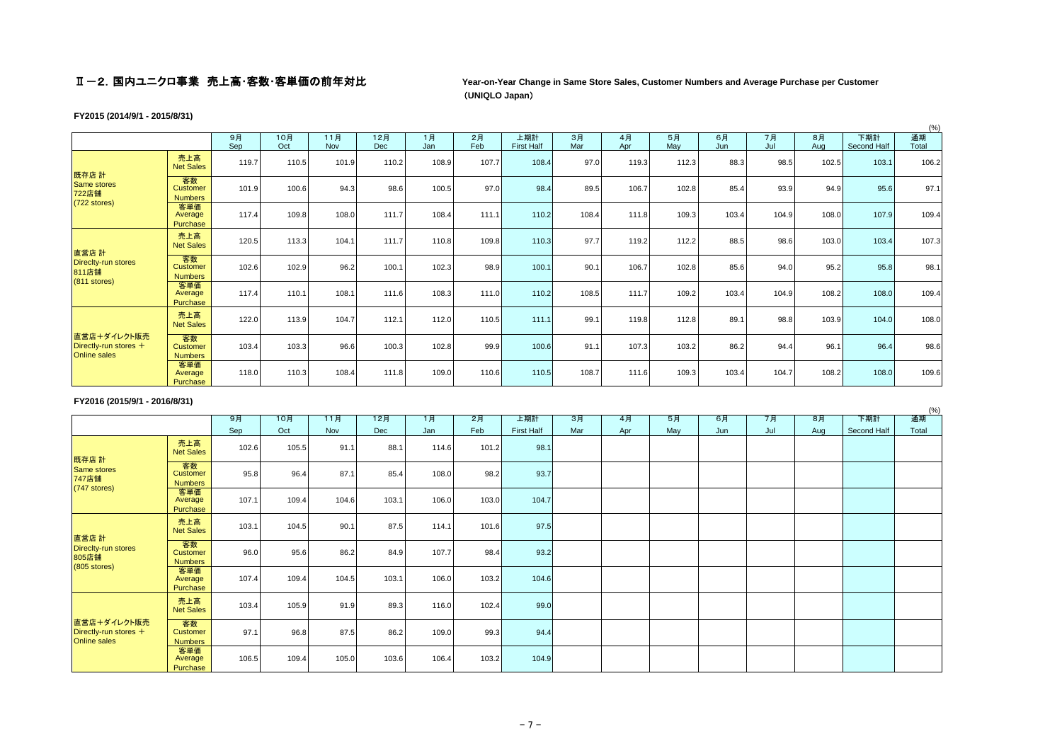# Ⅱ－2. 国内ユニクロ事業 売上高･客数･客単価の前年対比

**Year-on-Year Change in Same Store Sales, Customer Numbers and Average Purchase per Customer (UNIQLO Japan)**

**FY2015 (2014/9/1 - 2015/8/31)**

(%)

| | | 9月 Sep | 10月 Oct | 11月 Nov | 12月 Dec | 1月 Jan | 2月 Feb | 上期計 First Half | 3月 Mar | 4月 Apr | 5月 May | 6月 Jun | 7月 Jul | 8月 Aug | 下期計 Second Half | 通期 Total |
|---|---|---|---|---|---|---|---|---|---|---|---|---|---|---|---|---|
| 既存店 計 Same stores 722店舗 (722 stores) | 売上高 Net Sales | 119.7 | 110.5 | 101.9 | 110.2 | 108.9 | 107.7 | 108.4 | 97.0 | 119.3 | 112.3 | 88.3 | 98.5 | 102.5 | 103.1 | 106.2 |
| | 客数 Customer Numbers | 101.9 | 100.6 | 94.3 | 98.6 | 100.5 | 97.0 | 98.4 | 89.5 | 106.7 | 102.8 | 85.4 | 93.9 | 94.9 | 95.6 | 97.1 |
| | 客単価 Average Purchase | 117.4 | 109.8 | 108.0 | 111.7 | 108.4 | 111.1 | 110.2 | 108.4 | 111.8 | 109.3 | 103.4 | 104.9 | 108.0 | 107.9 | 109.4 |
| 直営店 計 Direclty-run stores 811店舗 (811 stores) | 売上高 Net Sales | 120.5 | 113.3 | 104.1 | 111.7 | 110.8 | 109.8 | 110.3 | 97.7 | 119.2 | 112.2 | 88.5 | 98.6 | 103.0 | 103.4 | 107.3 |
| | 客数 Customer Numbers | 102.6 | 102.9 | 96.2 | 100.1 | 102.3 | 98.9 | 100.1 | 90.1 | 106.7 | 102.8 | 85.6 | 94.0 | 95.2 | 95.8 | 98.1 |
| | 客単価 Average Purchase | 117.4 | 110.1 | 108.1 | 111.6 | 108.3 | 111.0 | 110.2 | 108.5 | 111.7 | 109.2 | 103.4 | 104.9 | 108.2 | 108.0 | 109.4 |
| 直営店＋ダイレクト販売 Directly-run stores ＋ Online sales | 売上高 Net Sales | 122.0 | 113.9 | 104.7 | 112.1 | 112.0 | 110.5 | 111.1 | 99.1 | 119.8 | 112.8 | 89.1 | 98.8 | 103.9 | 104.0 | 108.0 |
| | 客数 Customer Numbers | 103.4 | 103.3 | 96.6 | 100.3 | 102.8 | 99.9 | 100.6 | 91.1 | 107.3 | 103.2 | 86.2 | 94.4 | 96.1 | 96.4 | 98.6 |
| | 客単価 Average Purchase | 118.0 | 110.3 | 108.4 | 111.8 | 109.0 | 110.6 | 110.5 | 108.7 | 111.6 | 109.3 | 103.4 | 104.7 | 108.2 | 108.0 | 109.6 |

**FY2016 (2015/9/1 - 2016/8/31)**

(%)

| | | 9月 Sep | 10月 Oct | 11月 Nov | 12月 Dec | 1月 Jan | 2月 Feb | 上期計 First Half | 3月 Mar | 4月 Apr | 5月 May | 6月 Jun | 7月 Jul | 8月 Aug | 下期計 Second Half | 通期 Total |
|---|---|---|---|---|---|---|---|---|---|---|---|---|---|---|---|---|
| 既存店 計 Same stores 747店舗 (747 stores) | 売上高 Net Sales | 102.6 | 105.5 | 91.1 | 88.1 | 114.6 | 101.2 | 98.1 | | | | | | | | |
| | 客数 Customer Numbers | 95.8 | 96.4 | 87.1 | 85.4 | 108.0 | 98.2 | 93.7 | | | | | | | | |
| | 客単価 Average Purchase | 107.1 | 109.4 | 104.6 | 103.1 | 106.0 | 103.0 | 104.7 | | | | | | | | |
| 直営店 計 Directly-run stores 805店舗 (805 stores) | 売上高 Net Sales | 103.1 | 104.5 | 90.1 | 87.5 | 114.1 | 101.6 | 97.5 | | | | | | | | |
| | 客数 Customer Numbers | 96.0 | 95.6 | 86.2 | 84.9 | 107.7 | 98.4 | 93.2 | | | | | | | | |
| | 客単価 Average Purchase | 107.4 | 109.4 | 104.5 | 103.1 | 106.0 | 103.2 | 104.6 | | | | | | | | |
| 直営店＋ダイレクト販売 Directly-run stores ＋ Online sales | 売上高 Net Sales | 103.4 | 105.9 | 91.9 | 89.3 | 116.0 | 102.4 | 99.0 | | | | | | | | |
| | 客数 Customer Numbers | 97.1 | 96.8 | 87.5 | 86.2 | 109.0 | 99.3 | 94.4 | | | | | | | | |
| | 客単価 Average Purchase | 106.5 | 109.4 | 105.0 | 103.6 | 106.4 | 103.2 | 104.9 | | | | | | | | |